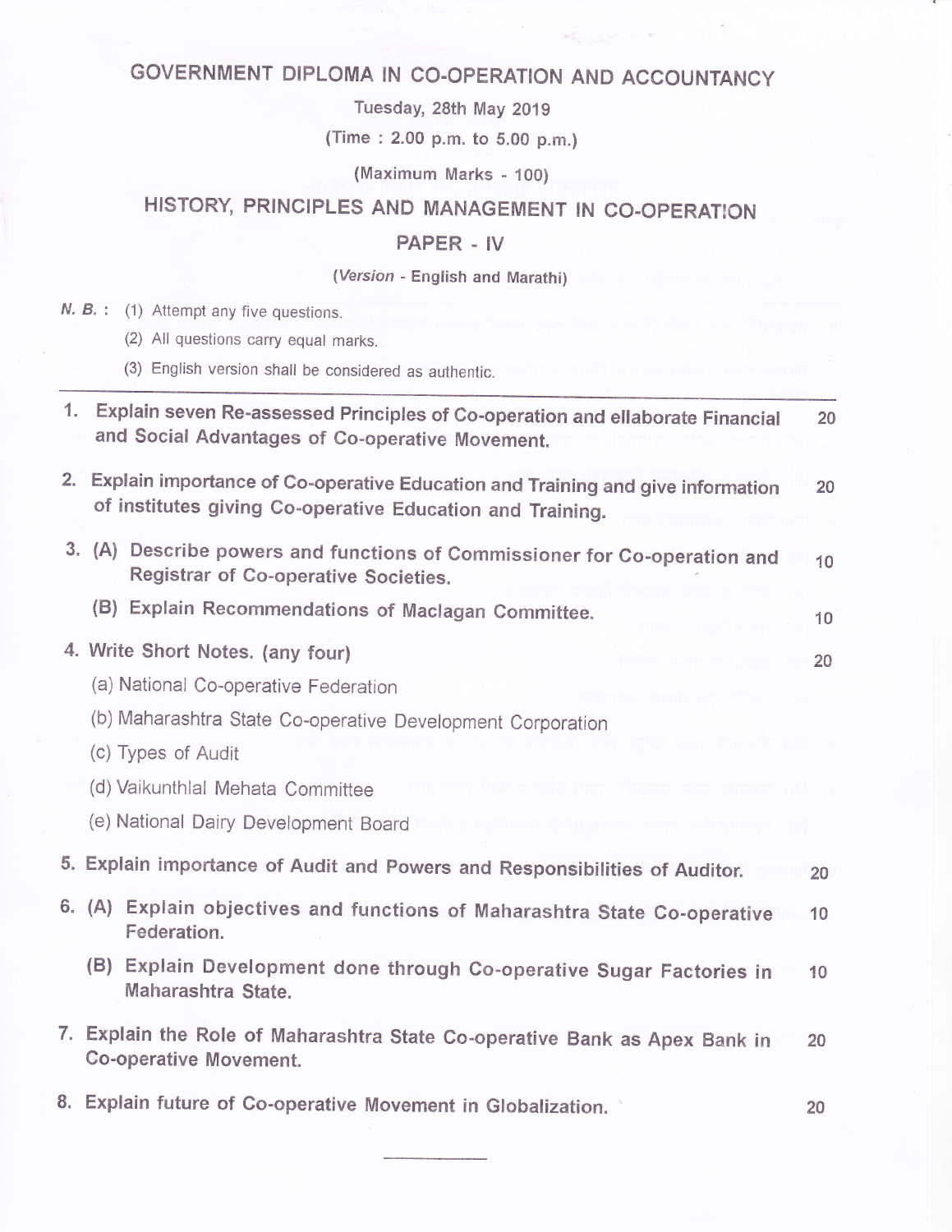# GOVERNMENT DIPLOMA IN CO-OPERATION AND ACCOUNTANCY

Tuesday, 28th May 2019

(Time : 2.00 p.m. to 5.00 p.m.)

(Maximum Marks - 100)

## HISTORY, PRINCIPLES AND MANAGEMENT IN CO-OPERATION

## PAPER - IV

(*Version* - English and Marathi)

*N. B.* : (1) Attempt any five questions.
(2) All questions carry equal marks.
(3) English version shall be considered as authentic.

---

**1. Explain seven Re-assessed Principles of Co-operation and ellaborate Financial and Social Advantages of Co-operative Movement.** 20

**2. Explain importance of Co-operative Education and Training and give information of institutes giving Co-operative Education and Training.** 20

**3. (A) Describe powers and functions of Commissioner for Co-operation and Registrar of Co-operative Societies.** 10

**(B) Explain Recommendations of Maclagan Committee.** 10

**4. Write Short Notes. (any four)** 20

(a) National Co-operative Federation

(b) Maharashtra State Co-operative Development Corporation

(c) Types of Audit

(d) Vaikunthlal Mehata Committee

(e) National Dairy Development Board

**5. Explain importance of Audit and Powers and Responsibilities of Auditor.** 20

**6. (A) Explain objectives and functions of Maharashtra State Co-operative Federation.** 10

**(B) Explain Development done through Co-operative Sugar Factories in Maharashtra State.** 10

**7. Explain the Role of Maharashtra State Co-operative Bank as Apex Bank in Co-operative Movement.** 20

**8. Explain future of Co-operative Movement in Globalization.** 20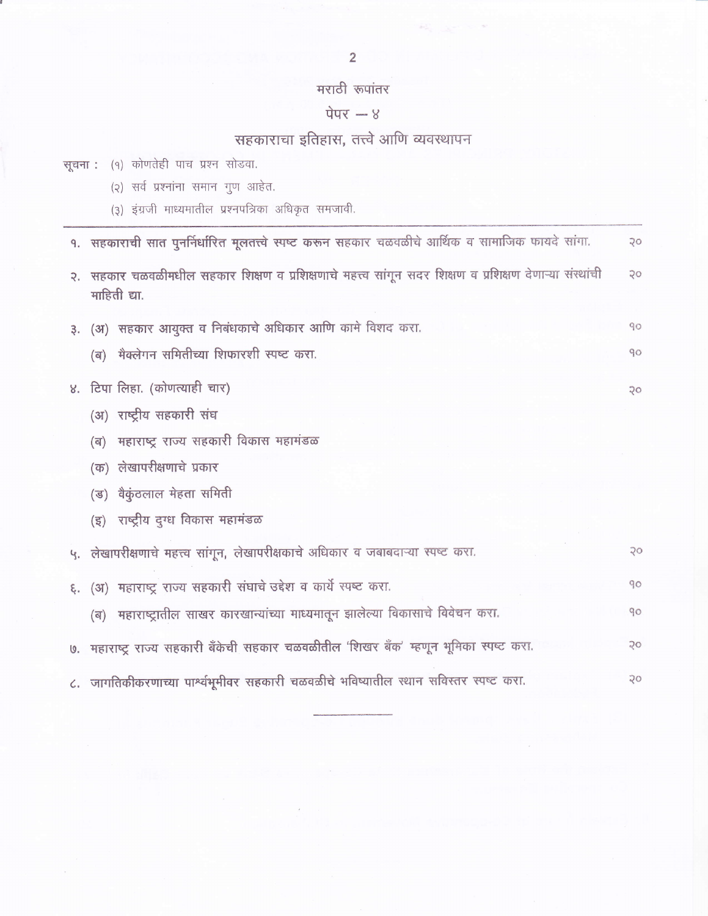## मराठी रूपांतर

## पेपर — ४

## सहकाराचा इतिहास, तत्त्वे आणि व्यवस्थापन

सूचना : (१) कोणतेही पाच प्रश्न सोडवा.
(२) सर्व प्रश्नांना समान गुण आहेत.
(३) इंग्रजी माध्यमातील प्रश्नपत्रिका अधिकृत समजावी.

---

१. सहकाराची सात पुनर्निर्धारित मूलतत्त्वे स्पष्ट करून सहकार चळवळीचे आर्थिक व सामाजिक फायदे सांगा. २०

२. सहकार चळवळीमधील सहकार शिक्षण व प्रशिक्षणाचे महत्त्व सांगून सदर शिक्षण व प्रशिक्षण देणाऱ्या संस्थांची माहिती द्या. २०

३. (अ) सहकार आयुक्त व निबंधकाचे अधिकार आणि कामे विशद करा. १०
(ब) मैक्लेगन समितीच्या शिफारशी स्पष्ट करा. १०

४. टिपा लिहा. (कोणत्याही चार) २०
(अ) राष्ट्रीय सहकारी संघ
(ब) महाराष्ट्र राज्य सहकारी विकास महामंडळ
(क) लेखापरीक्षणाचे प्रकार
(ड) वैकुंठलाल मेहता समिती
(इ) राष्ट्रीय दुग्ध विकास महामंडळ

५. लेखापरीक्षणाचे महत्त्व सांगून, लेखापरीक्षकाचे अधिकार व जबाबदाऱ्या स्पष्ट करा. २०

६. (अ) महाराष्ट्र राज्य सहकारी संघाचे उद्देश व कार्ये स्पष्ट करा. १०
(ब) महाराष्ट्रातील साखर कारखान्यांच्या माध्यमातून झालेल्या विकासाचे विवेचन करा. १०

७. महाराष्ट्र राज्य सहकारी बँकेची सहकार चळवळीतील 'शिखर बँक' म्हणून भूमिका स्पष्ट करा. २०

८. जागतिकीकरणाच्या पार्श्वभूमीवर सहकारी चळवळीचे भविष्यातील स्थान सविस्तर स्पष्ट करा. २०